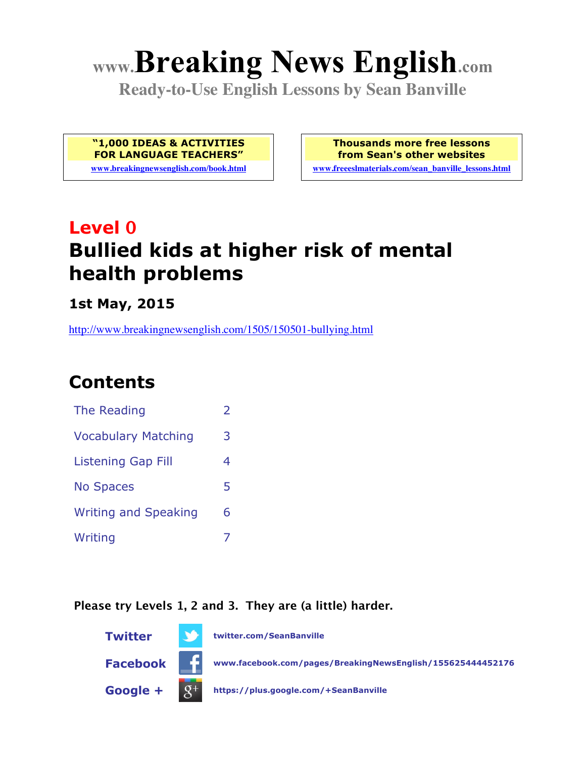# www.Breaking News English.com

**Ready-to-Use English Lessons by Sean Banville**

**"1,000 IDEAS & ACTIVITIES FOR LANGUAGE TEACHERS"**
www.breakingnewsenglish.com/book.html

**Thousands more free lessons from Sean's other websites**
www.freeeslmaterials.com/sean_banville_lessons.html

## Level 0

## Bullied kids at higher risk of mental health problems

### 1st May, 2015

http://www.breakingnewsenglish.com/1505/150501-bullying.html

## Contents

| | |
|---|---|
| The Reading | 2 |
| Vocabulary Matching | 3 |
| Listening Gap Fill | 4 |
| No Spaces | 5 |
| Writing and Speaking | 6 |
| Writing | 7 |

**Please try Levels 1, 2 and 3. They are (a little) harder.**

**Twitter** twitter.com/SeanBanville

**Facebook** www.facebook.com/pages/BreakingNewsEnglish/155625444452176

**Google +** https://plus.google.com/+SeanBanville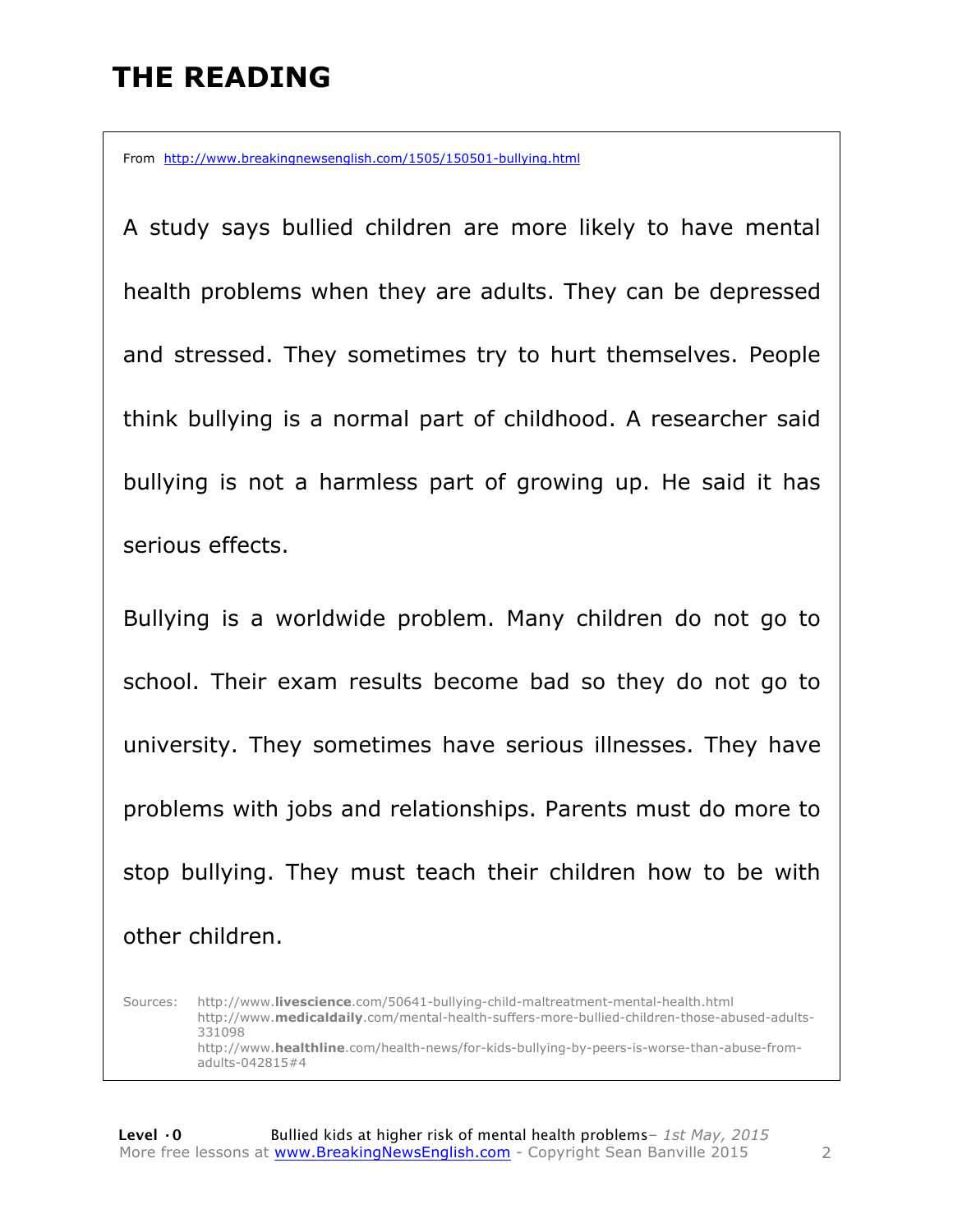# THE READING

From http://www.breakingnewsenglish.com/1505/150501-bullying.html

A study says bullied children are more likely to have mental health problems when they are adults. They can be depressed and stressed. They sometimes try to hurt themselves. People think bullying is a normal part of childhood. A researcher said bullying is not a harmless part of growing up. He said it has serious effects.

Bullying is a worldwide problem. Many children do not go to school. Their exam results become bad so they do not go to university. They sometimes have serious illnesses. They have problems with jobs and relationships. Parents must do more to stop bullying. They must teach their children how to be with other children.

Sources: http://www.**livescience**.com/50641-bullying-child-maltreatment-mental-health.html
http://www.**medicaldaily**.com/mental-health-suffers-more-bullied-children-those-abused-adults-331098
http://www.**healthline**.com/health-news/for-kids-bullying-by-peers-is-worse-than-abuse-from-adults-042815#4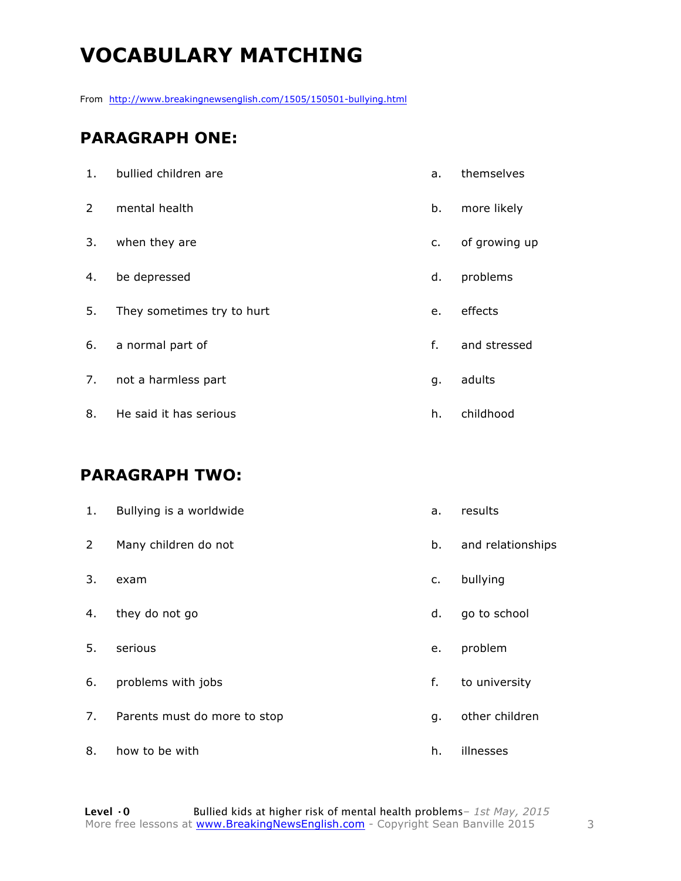# VOCABULARY MATCHING

From http://www.breakingnewsenglish.com/1505/150501-bullying.html

## PARAGRAPH ONE:

| | | | |
|---|---|---|---|
| 1. | bullied children are | a. | themselves |
| 2 | mental health | b. | more likely |
| 3. | when they are | c. | of growing up |
| 4. | be depressed | d. | problems |
| 5. | They sometimes try to hurt | e. | effects |
| 6. | a normal part of | f. | and stressed |
| 7. | not a harmless part | g. | adults |
| 8. | He said it has serious | h. | childhood |

## PARAGRAPH TWO:

| | | | |
|---|---|---|---|
| 1. | Bullying is a worldwide | a. | results |
| 2 | Many children do not | b. | and relationships |
| 3. | exam | c. | bullying |
| 4. | they do not go | d. | go to school |
| 5. | serious | e. | problem |
| 6. | problems with jobs | f. | to university |
| 7. | Parents must do more to stop | g. | other children |
| 8. | how to be with | h. | illnesses |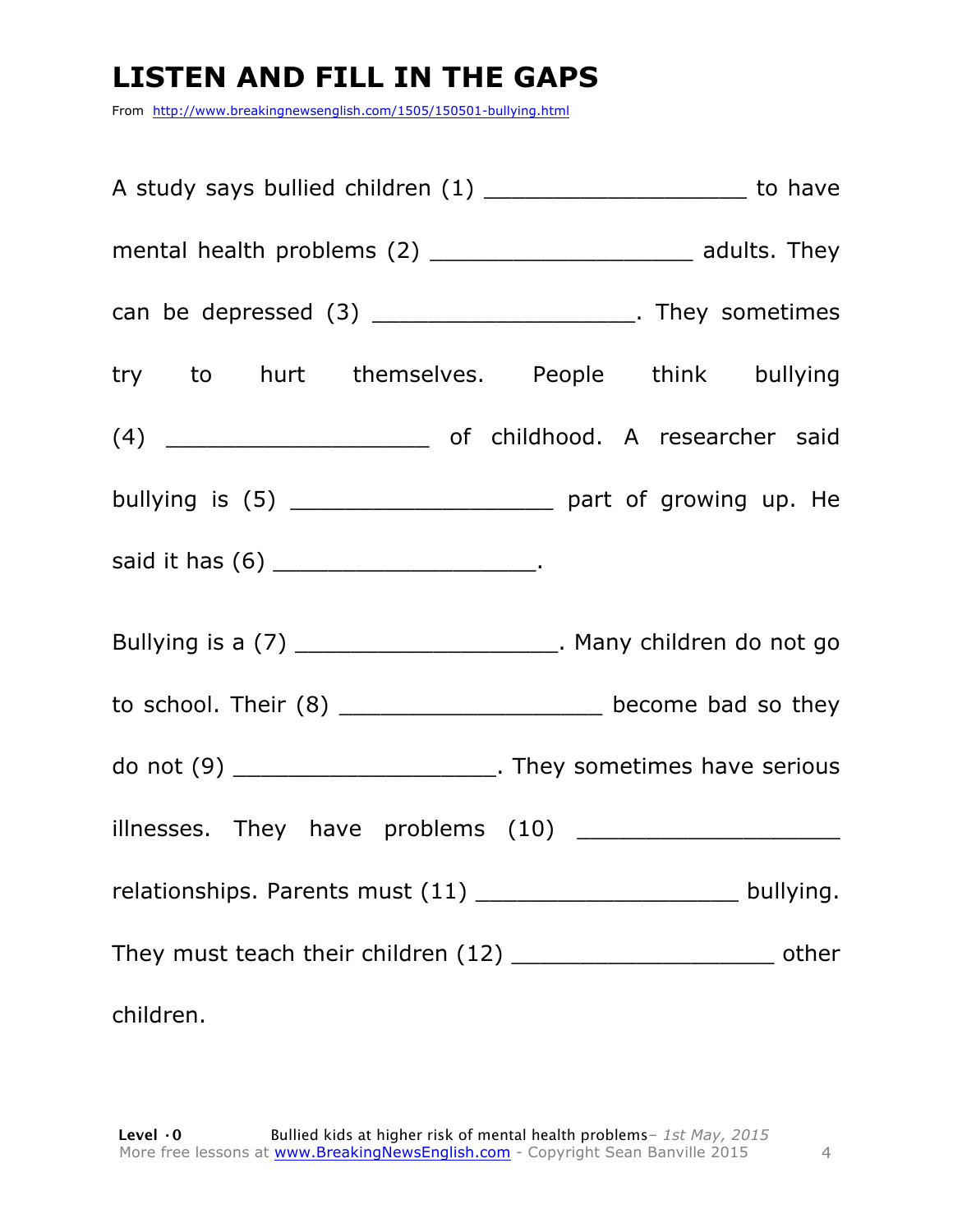# LISTEN AND FILL IN THE GAPS

From http://www.breakingnewsenglish.com/1505/150501-bullying.html

A study says bullied children (1) ___________________ to have mental health problems (2) ___________________ adults. They can be depressed (3) ___________________. They sometimes try to hurt themselves. People think bullying (4) ___________________ of childhood. A researcher said bullying is (5) ___________________ part of growing up. He said it has (6) ___________________.

Bullying is a (7) ___________________. Many children do not go to school. Their (8) ___________________ become bad so they do not (9) ___________________. They sometimes have serious illnesses. They have problems (10) ___________________ relationships. Parents must (11) ___________________ bullying. They must teach their children (12) ___________________ other children.

**Level ·0** Bullied kids at higher risk of mental health problems– *1st May, 2015*
More free lessons at www.BreakingNewsEnglish.com - Copyright Sean Banville 2015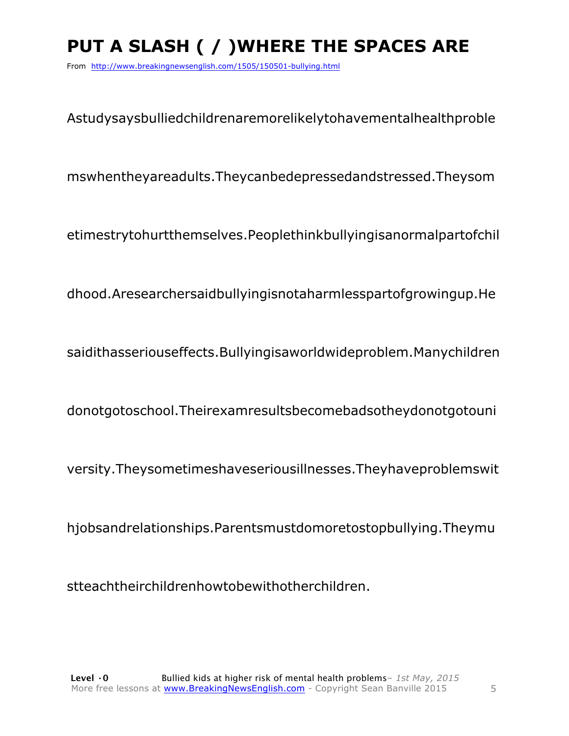# PUT A SLASH ( / )WHERE THE SPACES ARE

From http://www.breakingnewsenglish.com/1505/150501-bullying.html

Astudysaysbulliedchildrenaremorelikelytohavementalhealthproble

mswhentheyareadults.Theycanbedepressedandstressed.Theysom

etimestrytohurtthemselves.Peoplethinkbullyingisanormalpartofchil

dhood.Aresearchersaidbullyingisnotaharmlesspartofgrowingup.He

saidithasseriouseffects.Bullyingisaworldwideproblem.Manychildren

donotgotoschool.Theirexamresultsbecomebadsotheydonotgotouni

versity.Theysometimeshaveseriousillnesses.Theyhaveproblemswit

hjobsandrelationships.Parentsmustdomoretostopbullying.Theymu

stteachtheirchildrenhowtobewithotherchildren.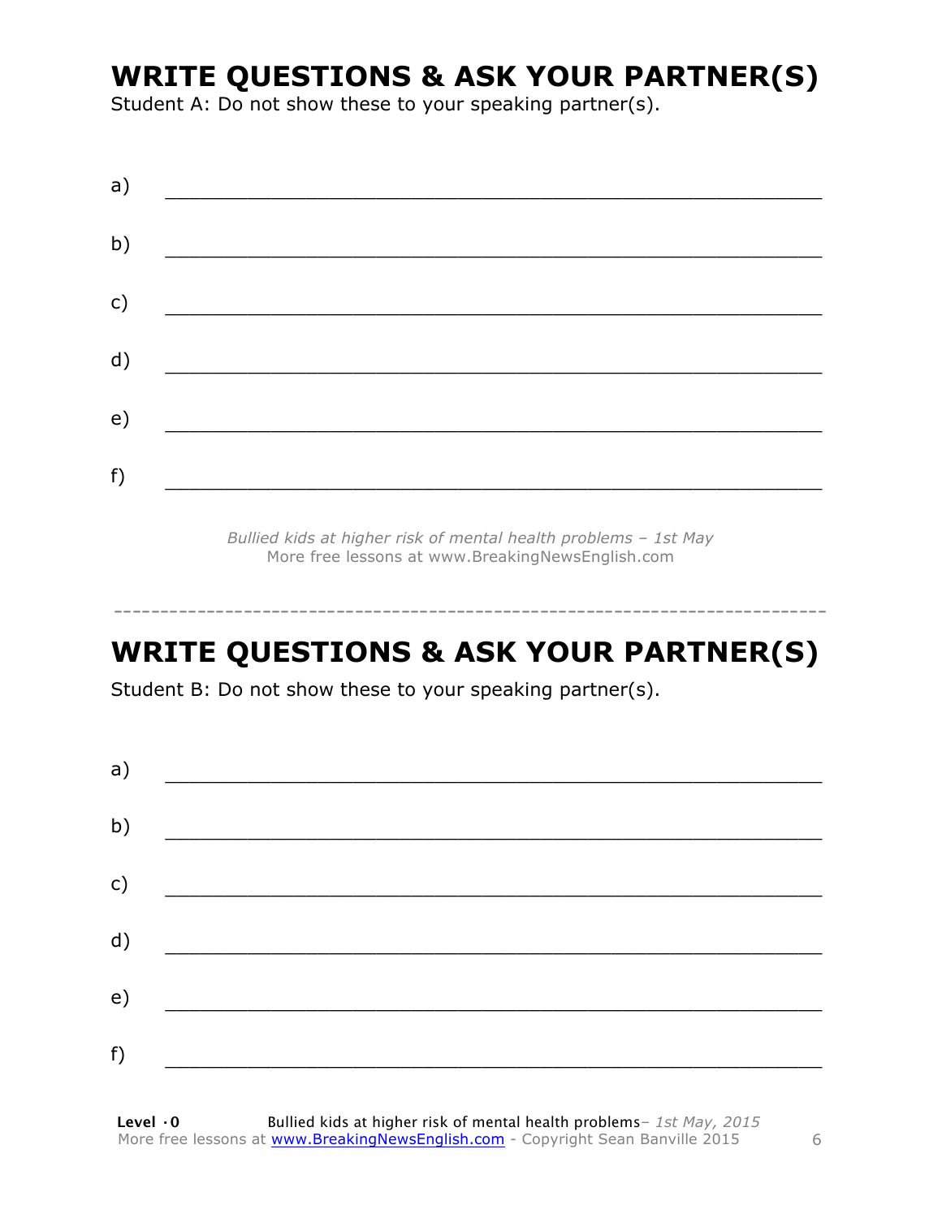## WRITE QUESTIONS & ASK YOUR PARTNER(S)

Student A: Do not show these to your speaking partner(s).

a) ___________________________________________________________

b) ___________________________________________________________

c) ___________________________________________________________

d) ___________________________________________________________

e) ___________________________________________________________

f) ___________________________________________________________

*Bullied kids at higher risk of mental health problems – 1st May*
More free lessons at www.BreakingNewsEnglish.com

-----------------------------------------------------------------------------

## WRITE QUESTIONS & ASK YOUR PARTNER(S)

Student B: Do not show these to your speaking partner(s).

a) ___________________________________________________________

b) ___________________________________________________________

c) ___________________________________________________________

d) ___________________________________________________________

e) ___________________________________________________________

f) ___________________________________________________________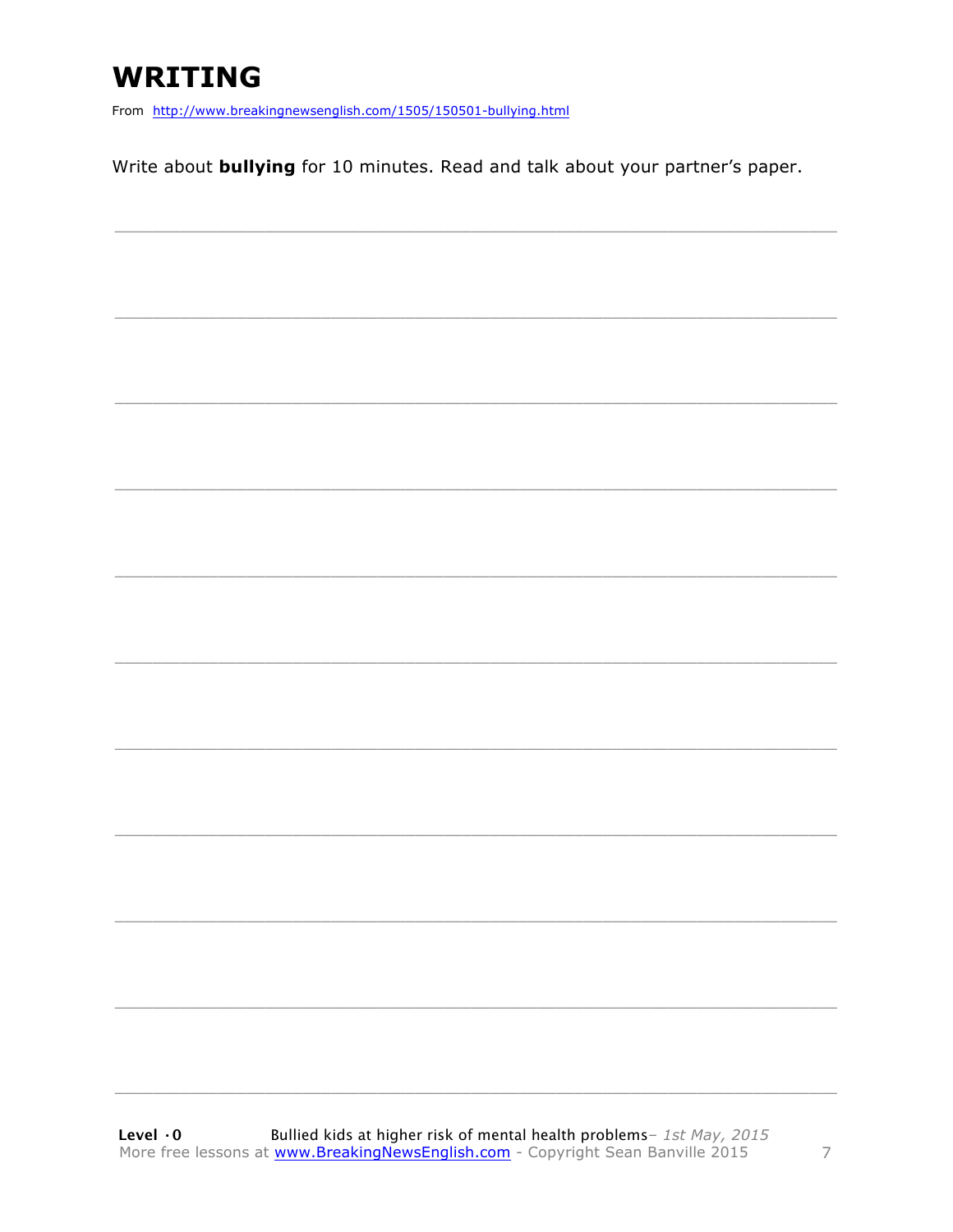# WRITING

From http://www.breakingnewsenglish.com/1505/150501-bullying.html

Write about **bullying** for 10 minutes. Read and talk about your partner's paper.

___________________________________________________________________________

___________________________________________________________________________

___________________________________________________________________________

___________________________________________________________________________

___________________________________________________________________________

___________________________________________________________________________

___________________________________________________________________________

___________________________________________________________________________

___________________________________________________________________________

___________________________________________________________________________

___________________________________________________________________________